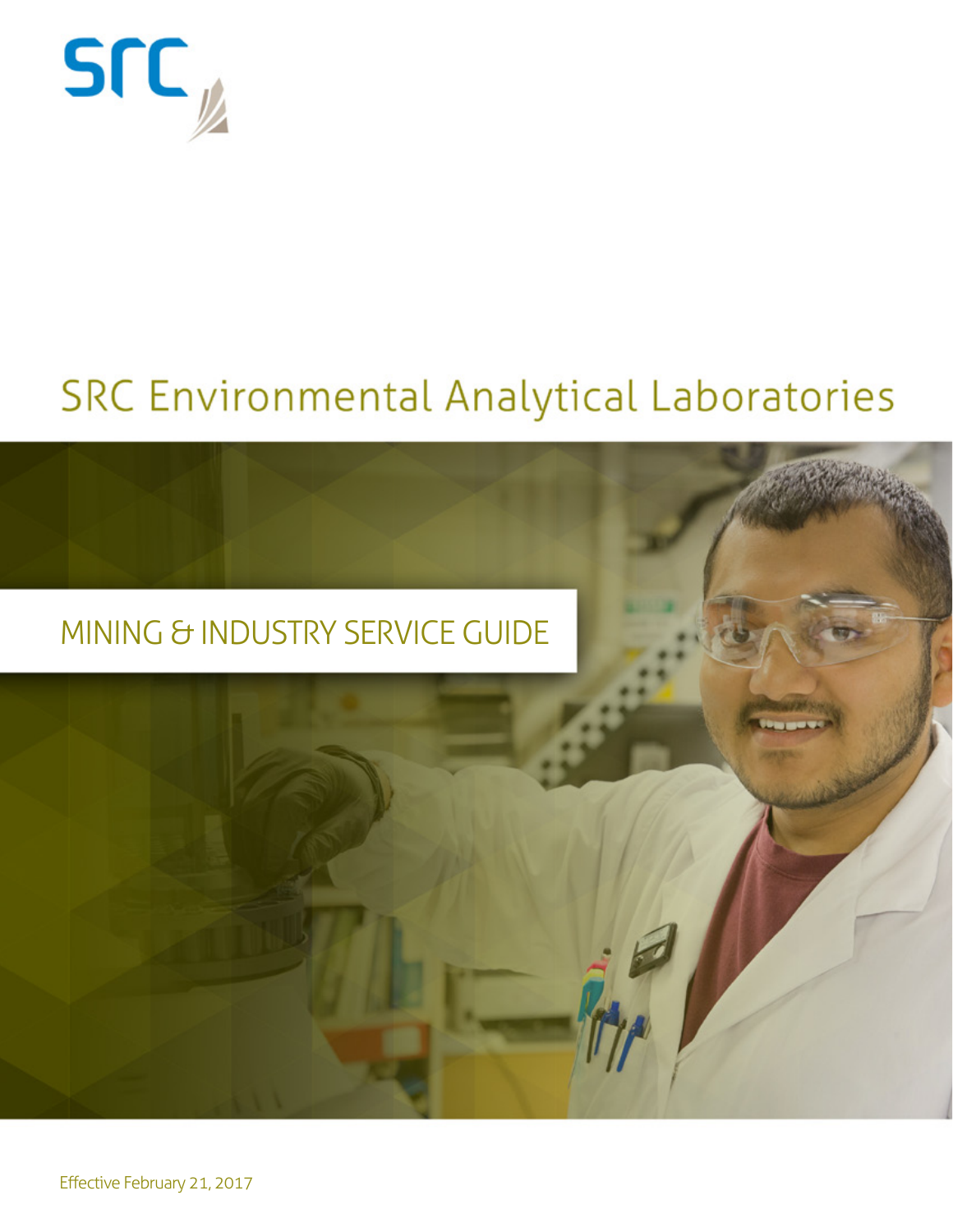src

# SRC Environmental Analytical Laboratories

## MINING & INDUSTRY SERVICE GUIDE

Effective February 21, 2017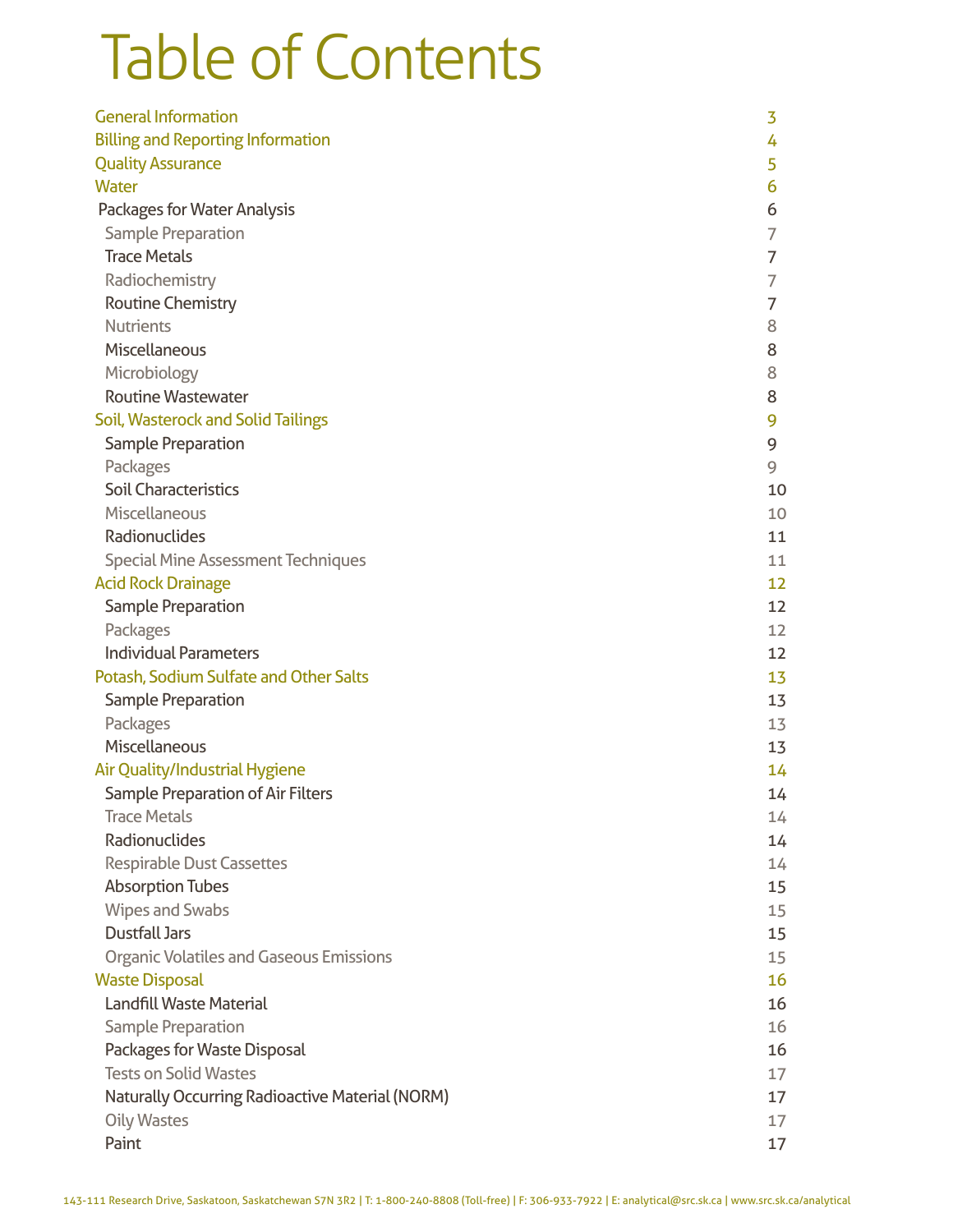# Table of Contents

| | |
|---|---|
| General Information | 3 |
| Billing and Reporting Information | 4 |
| Quality Assurance | 5 |
| Water | 6 |
| Packages for Water Analysis | 6 |
| Sample Preparation | 7 |
| Trace Metals | 7 |
| Radiochemistry | 7 |
| Routine Chemistry | 7 |
| Nutrients | 8 |
| Miscellaneous | 8 |
| Microbiology | 8 |
| Routine Wastewater | 8 |
| Soil, Wasterock and Solid Tailings | 9 |
| Sample Preparation | 9 |
| Packages | 9 |
| Soil Characteristics | 10 |
| Miscellaneous | 10 |
| Radionuclides | 11 |
| Special Mine Assessment Techniques | 11 |
| Acid Rock Drainage | 12 |
| Sample Preparation | 12 |
| Packages | 12 |
| Individual Parameters | 12 |
| Potash, Sodium Sulfate and Other Salts | 13 |
| Sample Preparation | 13 |
| Packages | 13 |
| Miscellaneous | 13 |
| Air Quality/Industrial Hygiene | 14 |
| Sample Preparation of Air Filters | 14 |
| Trace Metals | 14 |
| Radionuclides | 14 |
| Respirable Dust Cassettes | 14 |
| Absorption Tubes | 15 |
| Wipes and Swabs | 15 |
| Dustfall Jars | 15 |
| Organic Volatiles and Gaseous Emissions | 15 |
| Waste Disposal | 16 |
| Landfill Waste Material | 16 |
| Sample Preparation | 16 |
| Packages for Waste Disposal | 16 |
| Tests on Solid Wastes | 17 |
| Naturally Occurring Radioactive Material (NORM) | 17 |
| Oily Wastes | 17 |
| Paint | 17 |

143-111 Research Drive, Saskatoon, Saskatchewan S7N 3R2 | T: 1-800-240-8808 (Toll-free) | F: 306-933-7922 | E: analytical@src.sk.ca | www.src.sk.ca/analytical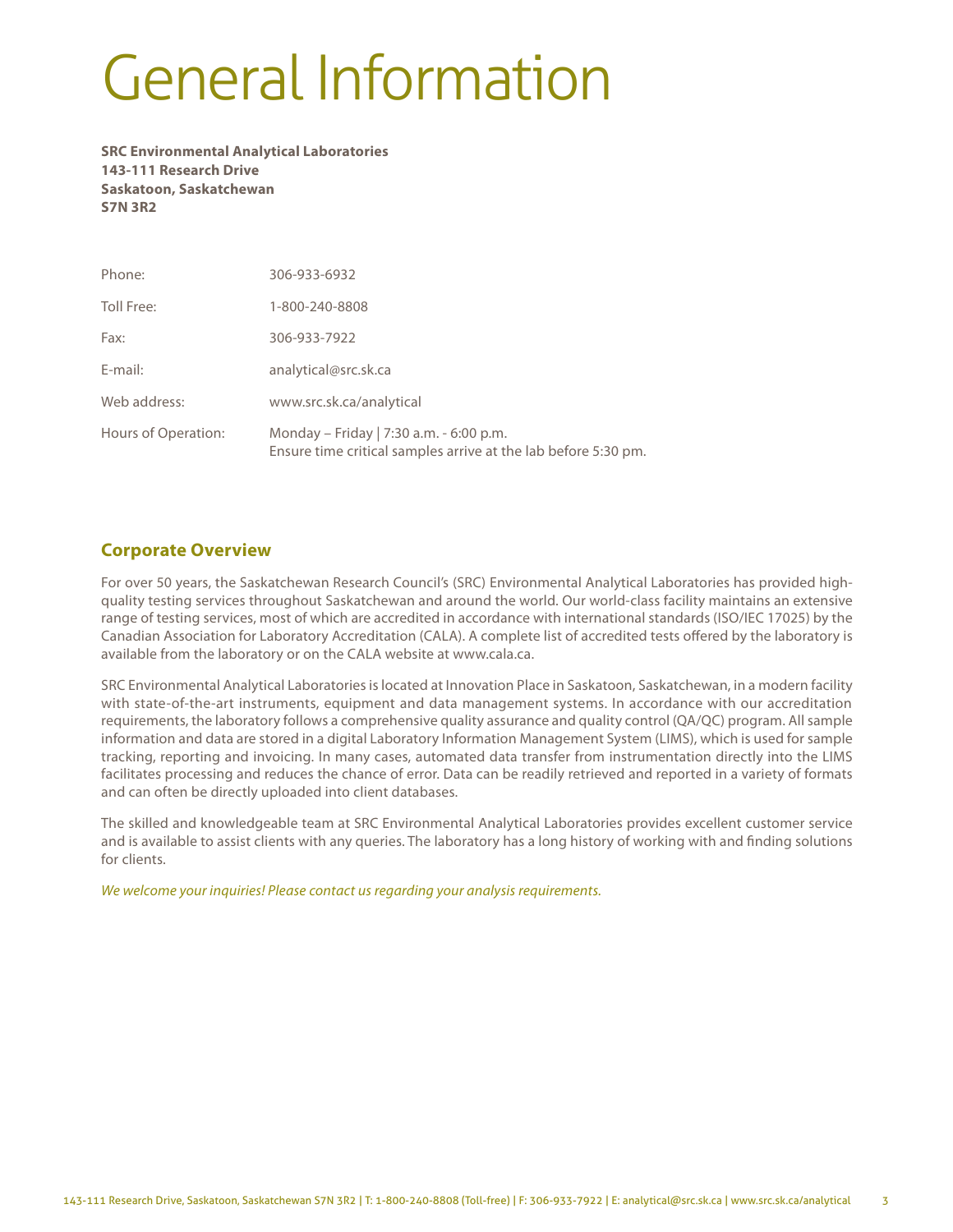# General Information

**SRC Environmental Analytical Laboratories**
**143-111 Research Drive**
**Saskatoon, Saskatchewan**
**S7N 3R2**

| | |
|---|---|
| Phone: | 306-933-6932 |
| Toll Free: | 1-800-240-8808 |
| Fax: | 306-933-7922 |
| E-mail: | analytical@src.sk.ca |
| Web address: | www.src.sk.ca/analytical |
| Hours of Operation: | Monday – Friday \| 7:30 a.m. - 6:00 p.m.<br>Ensure time critical samples arrive at the lab before 5:30 pm. |

## Corporate Overview

For over 50 years, the Saskatchewan Research Council's (SRC) Environmental Analytical Laboratories has provided high-quality testing services throughout Saskatchewan and around the world. Our world-class facility maintains an extensive range of testing services, most of which are accredited in accordance with international standards (ISO/IEC 17025) by the Canadian Association for Laboratory Accreditation (CALA). A complete list of accredited tests offered by the laboratory is available from the laboratory or on the CALA website at www.cala.ca.

SRC Environmental Analytical Laboratories is located at Innovation Place in Saskatoon, Saskatchewan, in a modern facility with state-of-the-art instruments, equipment and data management systems. In accordance with our accreditation requirements, the laboratory follows a comprehensive quality assurance and quality control (QA/QC) program. All sample information and data are stored in a digital Laboratory Information Management System (LIMS), which is used for sample tracking, reporting and invoicing. In many cases, automated data transfer from instrumentation directly into the LIMS facilitates processing and reduces the chance of error. Data can be readily retrieved and reported in a variety of formats and can often be directly uploaded into client databases.

The skilled and knowledgeable team at SRC Environmental Analytical Laboratories provides excellent customer service and is available to assist clients with any queries. The laboratory has a long history of working with and finding solutions for clients.

*We welcome your inquiries! Please contact us regarding your analysis requirements.*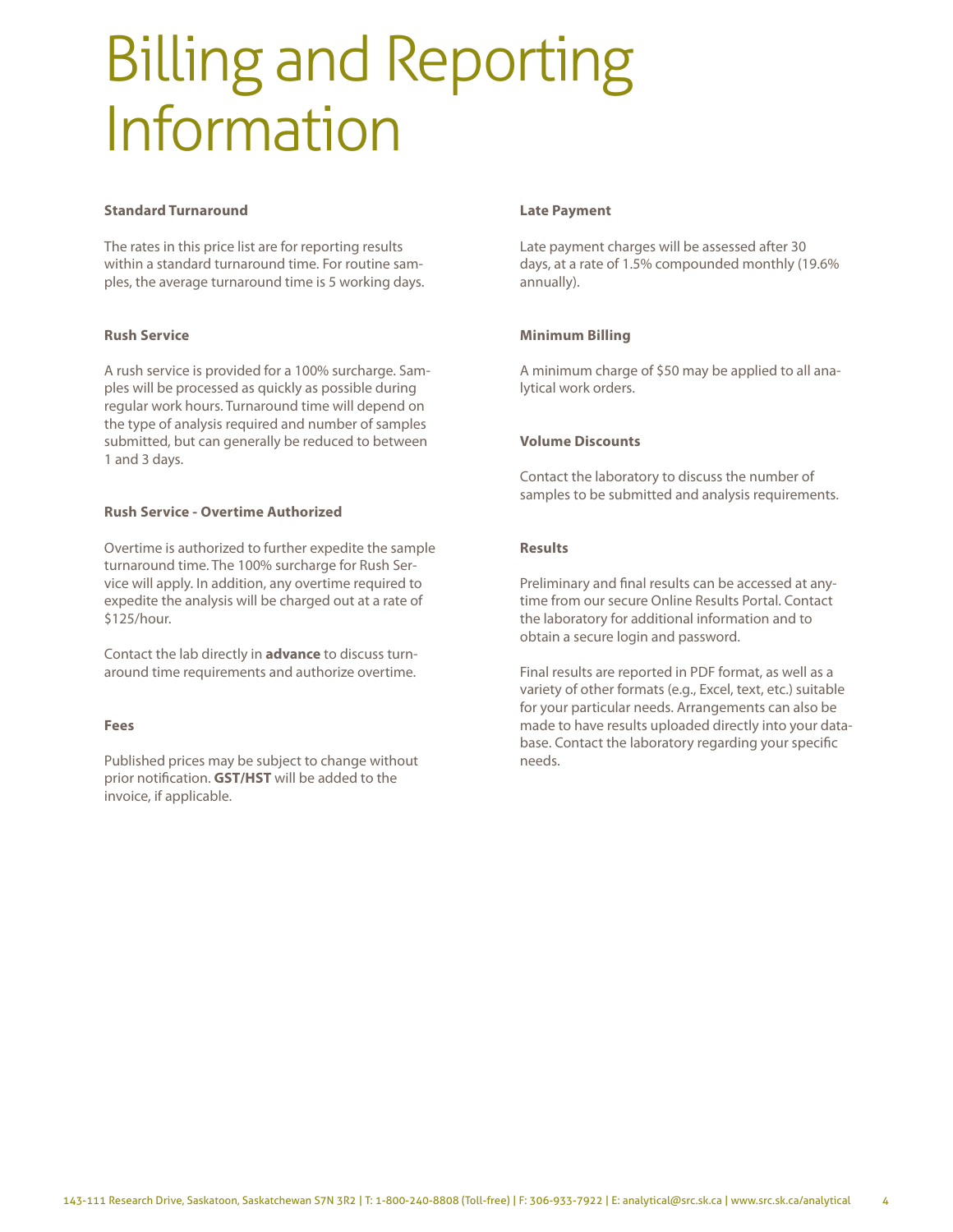# Billing and Reporting Information

### Standard Turnaround

The rates in this price list are for reporting results within a standard turnaround time. For routine samples, the average turnaround time is 5 working days.

### Rush Service

A rush service is provided for a 100% surcharge. Samples will be processed as quickly as possible during regular work hours. Turnaround time will depend on the type of analysis required and number of samples submitted, but can generally be reduced to between 1 and 3 days.

### Rush Service - Overtime Authorized

Overtime is authorized to further expedite the sample turnaround time. The 100% surcharge for Rush Service will apply. In addition, any overtime required to expedite the analysis will be charged out at a rate of $125/hour.

Contact the lab directly in **advance** to discuss turnaround time requirements and authorize overtime.

### Fees

Published prices may be subject to change without prior notification. **GST/HST** will be added to the invoice, if applicable.

### Late Payment

Late payment charges will be assessed after 30 days, at a rate of 1.5% compounded monthly (19.6% annually).

### Minimum Billing

A minimum charge of $50 may be applied to all analytical work orders.

### Volume Discounts

Contact the laboratory to discuss the number of samples to be submitted and analysis requirements.

### Results

Preliminary and final results can be accessed at anytime from our secure Online Results Portal. Contact the laboratory for additional information and to obtain a secure login and password.

Final results are reported in PDF format, as well as a variety of other formats (e.g., Excel, text, etc.) suitable for your particular needs. Arrangements can also be made to have results uploaded directly into your database. Contact the laboratory regarding your specific needs.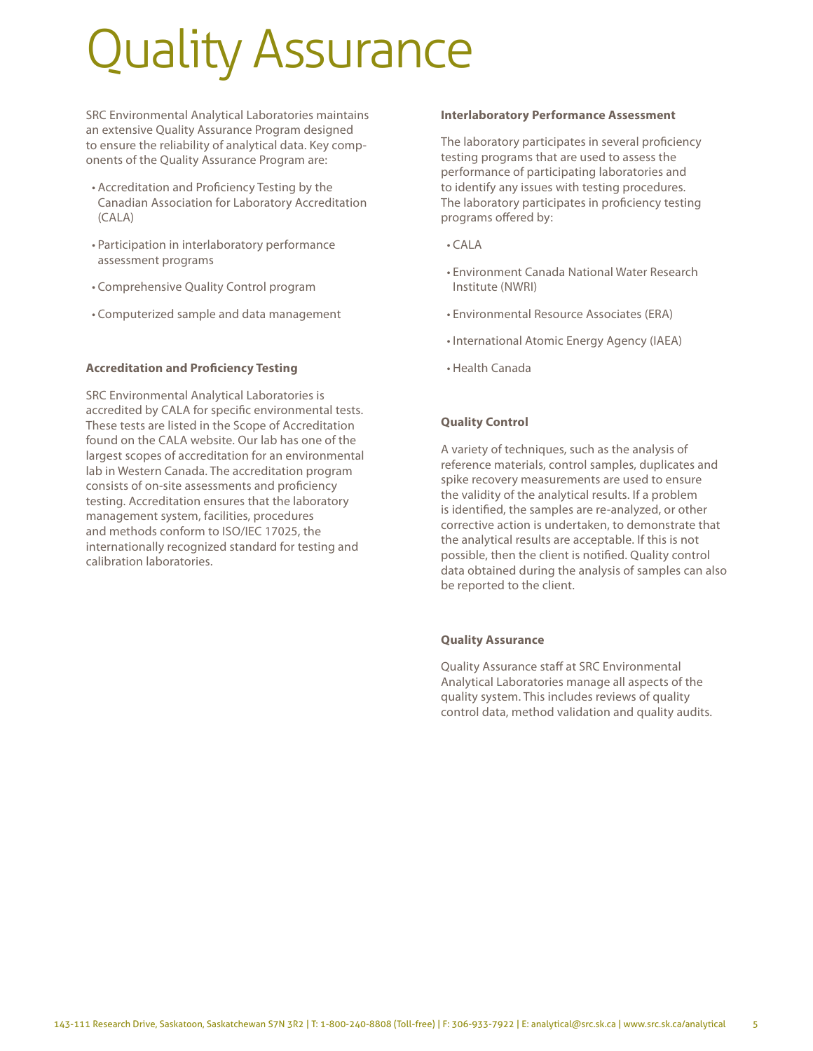# Quality Assurance

SRC Environmental Analytical Laboratories maintains an extensive Quality Assurance Program designed to ensure the reliability of analytical data. Key components of the Quality Assurance Program are:

- Accreditation and Proficiency Testing by the Canadian Association for Laboratory Accreditation (CALA)
- Participation in interlaboratory performance assessment programs
- Comprehensive Quality Control program
- Computerized sample and data management

**Accreditation and Proficiency Testing**

SRC Environmental Analytical Laboratories is accredited by CALA for specific environmental tests. These tests are listed in the Scope of Accreditation found on the CALA website. Our lab has one of the largest scopes of accreditation for an environmental lab in Western Canada. The accreditation program consists of on-site assessments and proficiency testing. Accreditation ensures that the laboratory management system, facilities, procedures and methods conform to ISO/IEC 17025, the internationally recognized standard for testing and calibration laboratories.

**Interlaboratory Performance Assessment**

The laboratory participates in several proficiency testing programs that are used to assess the performance of participating laboratories and to identify any issues with testing procedures. The laboratory participates in proficiency testing programs offered by:

- CALA
- Environment Canada National Water Research Institute (NWRI)
- Environmental Resource Associates (ERA)
- International Atomic Energy Agency (IAEA)
- Health Canada

**Quality Control**

A variety of techniques, such as the analysis of reference materials, control samples, duplicates and spike recovery measurements are used to ensure the validity of the analytical results. If a problem is identified, the samples are re-analyzed, or other corrective action is undertaken, to demonstrate that the analytical results are acceptable. If this is not possible, then the client is notified. Quality control data obtained during the analysis of samples can also be reported to the client.

**Quality Assurance**

Quality Assurance staff at SRC Environmental Analytical Laboratories manage all aspects of the quality system. This includes reviews of quality control data, method validation and quality audits.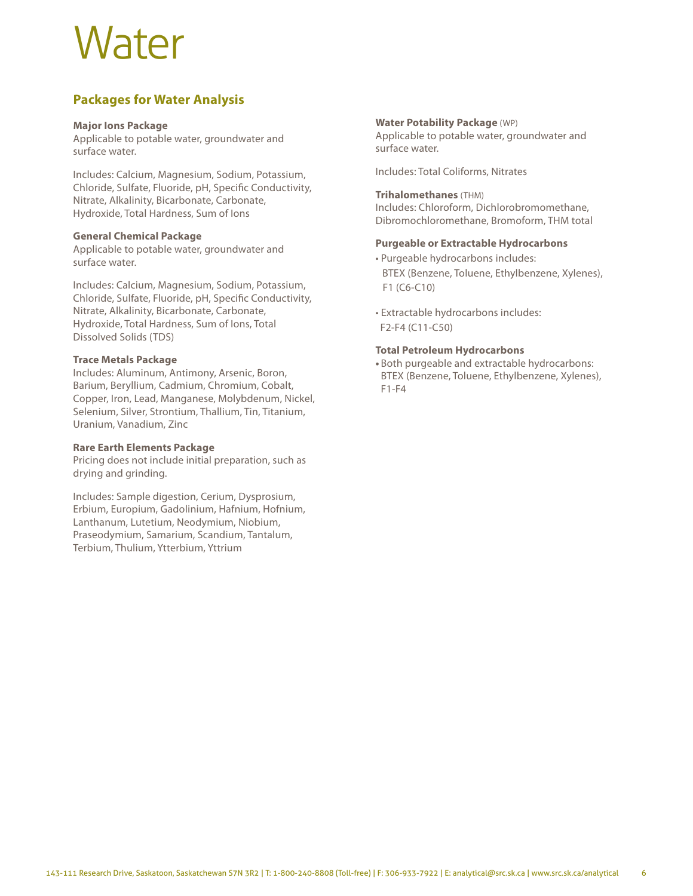# Water

## Packages for Water Analysis

**Major Ions Package**
Applicable to potable water, groundwater and surface water.

Includes: Calcium, Magnesium, Sodium, Potassium, Chloride, Sulfate, Fluoride, pH, Specific Conductivity, Nitrate, Alkalinity, Bicarbonate, Carbonate, Hydroxide, Total Hardness, Sum of Ions

**General Chemical Package**
Applicable to potable water, groundwater and surface water.

Includes: Calcium, Magnesium, Sodium, Potassium, Chloride, Sulfate, Fluoride, pH, Specific Conductivity, Nitrate, Alkalinity, Bicarbonate, Carbonate, Hydroxide, Total Hardness, Sum of Ions, Total Dissolved Solids (TDS)

**Trace Metals Package**
Includes: Aluminum, Antimony, Arsenic, Boron, Barium, Beryllium, Cadmium, Chromium, Cobalt, Copper, Iron, Lead, Manganese, Molybdenum, Nickel, Selenium, Silver, Strontium, Thallium, Tin, Titanium, Uranium, Vanadium, Zinc

**Rare Earth Elements Package**
Pricing does not include initial preparation, such as drying and grinding.

Includes: Sample digestion, Cerium, Dysprosium, Erbium, Europium, Gadolinium, Hafnium, Hofnium, Lanthanum, Lutetium, Neodymium, Niobium, Praseodymium, Samarium, Scandium, Tantalum, Terbium, Thulium, Ytterbium, Yttrium

**Water Potability Package** (WP)
Applicable to potable water, groundwater and surface water.

Includes: Total Coliforms, Nitrates

**Trihalomethanes** (THM)
Includes: Chloroform, Dichlorobromomethane, Dibromochloromethane, Bromoform, THM total

**Purgeable or Extractable Hydrocarbons**

- Purgeable hydrocarbons includes: BTEX (Benzene, Toluene, Ethylbenzene, Xylenes), F1 (C6-C10)
- Extractable hydrocarbons includes: F2-F4 (C11-C50)

**Total Petroleum Hydrocarbons**

- Both purgeable and extractable hydrocarbons: BTEX (Benzene, Toluene, Ethylbenzene, Xylenes), F1-F4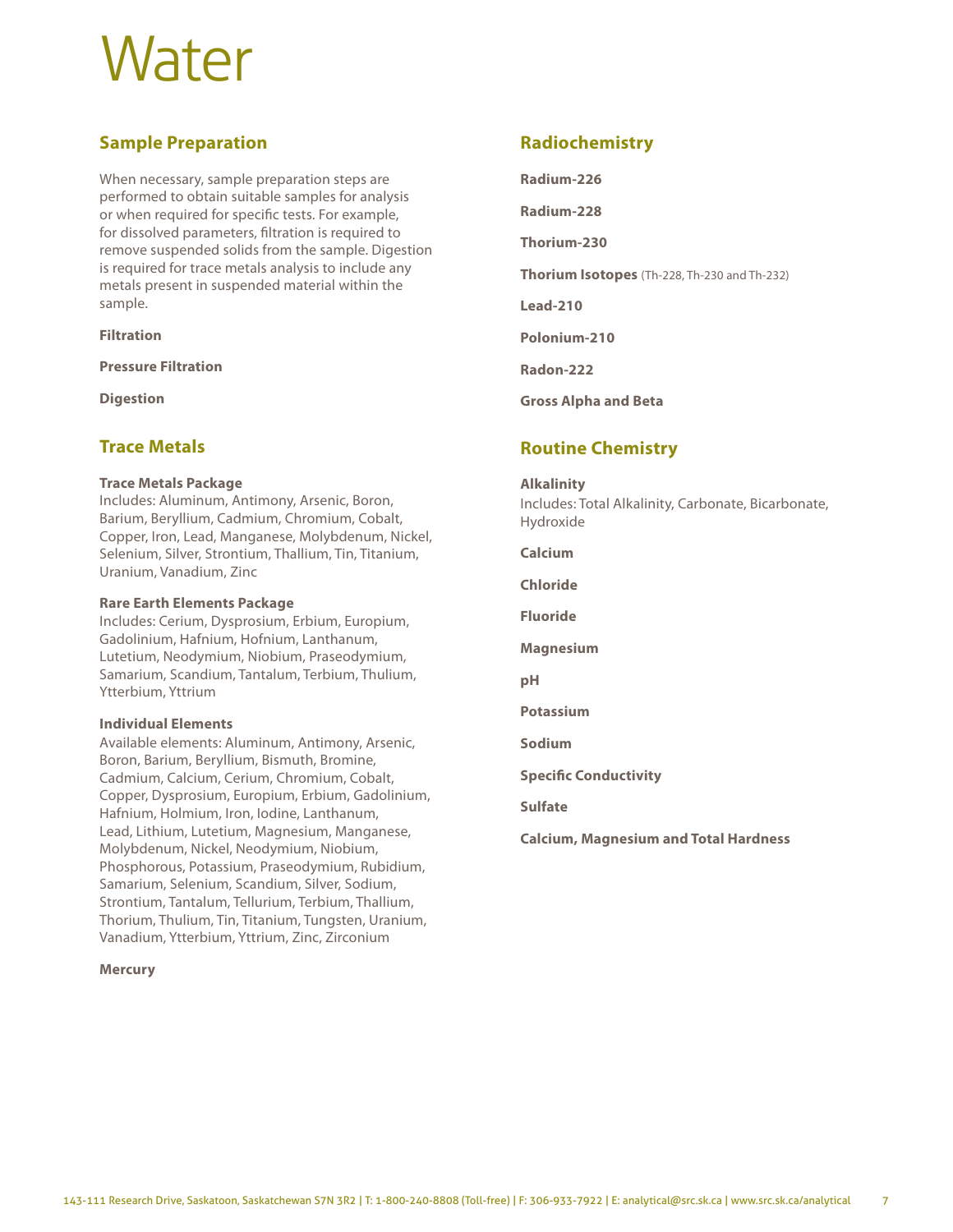# Water

## Sample Preparation

When necessary, sample preparation steps are performed to obtain suitable samples for analysis or when required for specific tests. For example, for dissolved parameters, filtration is required to remove suspended solids from the sample. Digestion is required for trace metals analysis to include any metals present in suspended material within the sample.

**Filtration**

**Pressure Filtration**

**Digestion**

## Trace Metals

**Trace Metals Package**
Includes: Aluminum, Antimony, Arsenic, Boron, Barium, Beryllium, Cadmium, Chromium, Cobalt, Copper, Iron, Lead, Manganese, Molybdenum, Nickel, Selenium, Silver, Strontium, Thallium, Tin, Titanium, Uranium, Vanadium, Zinc

**Rare Earth Elements Package**
Includes: Cerium, Dysprosium, Erbium, Europium, Gadolinium, Hafnium, Hofnium, Lanthanum, Lutetium, Neodymium, Niobium, Praseodymium, Samarium, Scandium, Tantalum, Terbium, Thulium, Ytterbium, Yttrium

**Individual Elements**
Available elements: Aluminum, Antimony, Arsenic, Boron, Barium, Beryllium, Bismuth, Bromine, Cadmium, Calcium, Cerium, Chromium, Cobalt, Copper, Dysprosium, Europium, Erbium, Gadolinium, Hafnium, Holmium, Iron, Iodine, Lanthanum, Lead, Lithium, Lutetium, Magnesium, Manganese, Molybdenum, Nickel, Neodymium, Niobium, Phosphorous, Potassium, Praseodymium, Rubidium, Samarium, Selenium, Scandium, Silver, Sodium, Strontium, Tantalum, Tellurium, Terbium, Thallium, Thorium, Thulium, Tin, Titanium, Tungsten, Uranium, Vanadium, Ytterbium, Yttrium, Zinc, Zirconium

**Mercury**

## Radiochemistry

**Radium-226**

**Radium-228**

**Thorium-230**

**Thorium Isotopes** (Th-228, Th-230 and Th-232)

**Lead-210**

**Polonium-210**

**Radon-222**

**Gross Alpha and Beta**

## Routine Chemistry

**Alkalinity**
Includes: Total Alkalinity, Carbonate, Bicarbonate, Hydroxide

**Calcium**

**Chloride**

**Fluoride**

**Magnesium**

**pH**

**Potassium**

**Sodium**

**Specific Conductivity**

**Sulfate**

**Calcium, Magnesium and Total Hardness**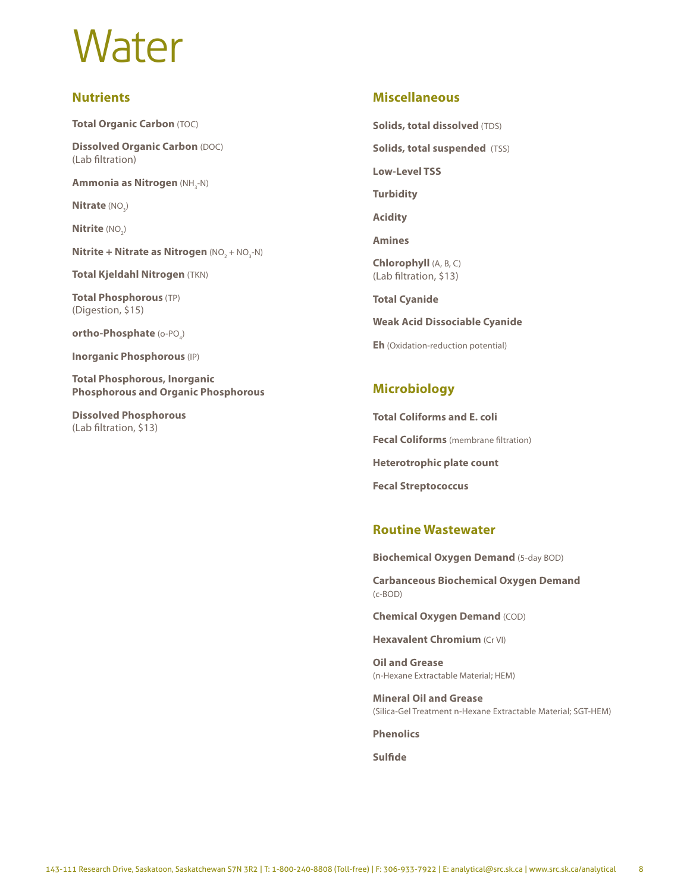# Water

## Nutrients

**Total Organic Carbon** (TOC)

**Dissolved Organic Carbon** (DOC)
(Lab filtration)

**Ammonia as Nitrogen** ($NH_3$-N)

**Nitrate** ($NO_3$)

**Nitrite** ($NO_2$)

**Nitrite + Nitrate as Nitrogen** ($NO_2$ + $NO_3$-N)

**Total Kjeldahl Nitrogen** (TKN)

**Total Phosphorous** (TP)
(Digestion, $15)

**ortho-Phosphate** (o-$PO_4$)

**Inorganic Phosphorous** (IP)

**Total Phosphorous, Inorganic Phosphorous and Organic Phosphorous**

**Dissolved Phosphorous**
(Lab filtration, $13)

## Miscellaneous

**Solids, total dissolved** (TDS)

**Solids, total suspended** (TSS)

**Low-Level TSS**

**Turbidity**

**Acidity**

**Amines**

**Chlorophyll** (A, B, C)
(Lab filtration, $13)

**Total Cyanide**

**Weak Acid Dissociable Cyanide**

**Eh** (Oxidation-reduction potential)

## Microbiology

**Total Coliforms and E. coli**

**Fecal Coliforms** (membrane filtration)

**Heterotrophic plate count**

**Fecal Streptococcus**

## Routine Wastewater

**Biochemical Oxygen Demand** (5-day BOD)

**Carbanceous Biochemical Oxygen Demand**
(c-BOD)

**Chemical Oxygen Demand** (COD)

**Hexavalent Chromium** (Cr VI)

**Oil and Grease**
(n-Hexane Extractable Material; HEM)

**Mineral Oil and Grease**
(Silica-Gel Treatment n-Hexane Extractable Material; SGT-HEM)

**Phenolics**

**Sulfide**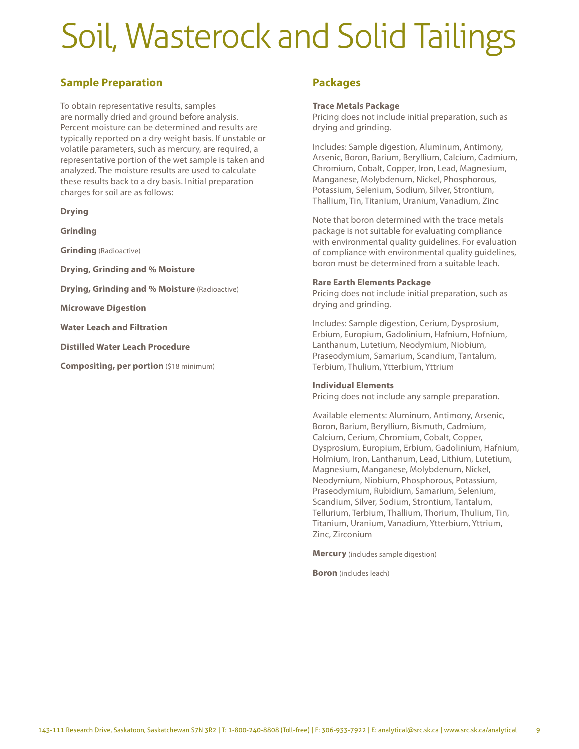# Soil, Wasterock and Solid Tailings

## Sample Preparation

To obtain representative results, samples are normally dried and ground before analysis. Percent moisture can be determined and results are typically reported on a dry weight basis. If unstable or volatile parameters, such as mercury, are required, a representative portion of the wet sample is taken and analyzed. The moisture results are used to calculate these results back to a dry basis. Initial preparation charges for soil are as follows:

**Drying**

**Grinding**

**Grinding** (Radioactive)

**Drying, Grinding and % Moisture**

**Drying, Grinding and % Moisture** (Radioactive)

**Microwave Digestion**

**Water Leach and Filtration**

**Distilled Water Leach Procedure**

**Compositing, per portion** ($18 minimum)

## Packages

**Trace Metals Package**
Pricing does not include initial preparation, such as drying and grinding.

Includes: Sample digestion, Aluminum, Antimony, Arsenic, Boron, Barium, Beryllium, Calcium, Cadmium, Chromium, Cobalt, Copper, Iron, Lead, Magnesium, Manganese, Molybdenum, Nickel, Phosphorous, Potassium, Selenium, Sodium, Silver, Strontium, Thallium, Tin, Titanium, Uranium, Vanadium, Zinc

Note that boron determined with the trace metals package is not suitable for evaluating compliance with environmental quality guidelines. For evaluation of compliance with environmental quality guidelines, boron must be determined from a suitable leach.

**Rare Earth Elements Package**
Pricing does not include initial preparation, such as drying and grinding.

Includes: Sample digestion, Cerium, Dysprosium, Erbium, Europium, Gadolinium, Hafnium, Hofnium, Lanthanum, Lutetium, Neodymium, Niobium, Praseodymium, Samarium, Scandium, Tantalum, Terbium, Thulium, Ytterbium, Yttrium

**Individual Elements**
Pricing does not include any sample preparation.

Available elements: Aluminum, Antimony, Arsenic, Boron, Barium, Beryllium, Bismuth, Cadmium, Calcium, Cerium, Chromium, Cobalt, Copper, Dysprosium, Europium, Erbium, Gadolinium, Hafnium, Holmium, Iron, Lanthanum, Lead, Lithium, Lutetium, Magnesium, Manganese, Molybdenum, Nickel, Neodymium, Niobium, Phosphorous, Potassium, Praseodymium, Rubidium, Samarium, Selenium, Scandium, Silver, Sodium, Strontium, Tantalum, Tellurium, Terbium, Thallium, Thorium, Thulium, Tin, Titanium, Uranium, Vanadium, Ytterbium, Yttrium, Zinc, Zirconium

**Mercury** (includes sample digestion)

**Boron** (includes leach)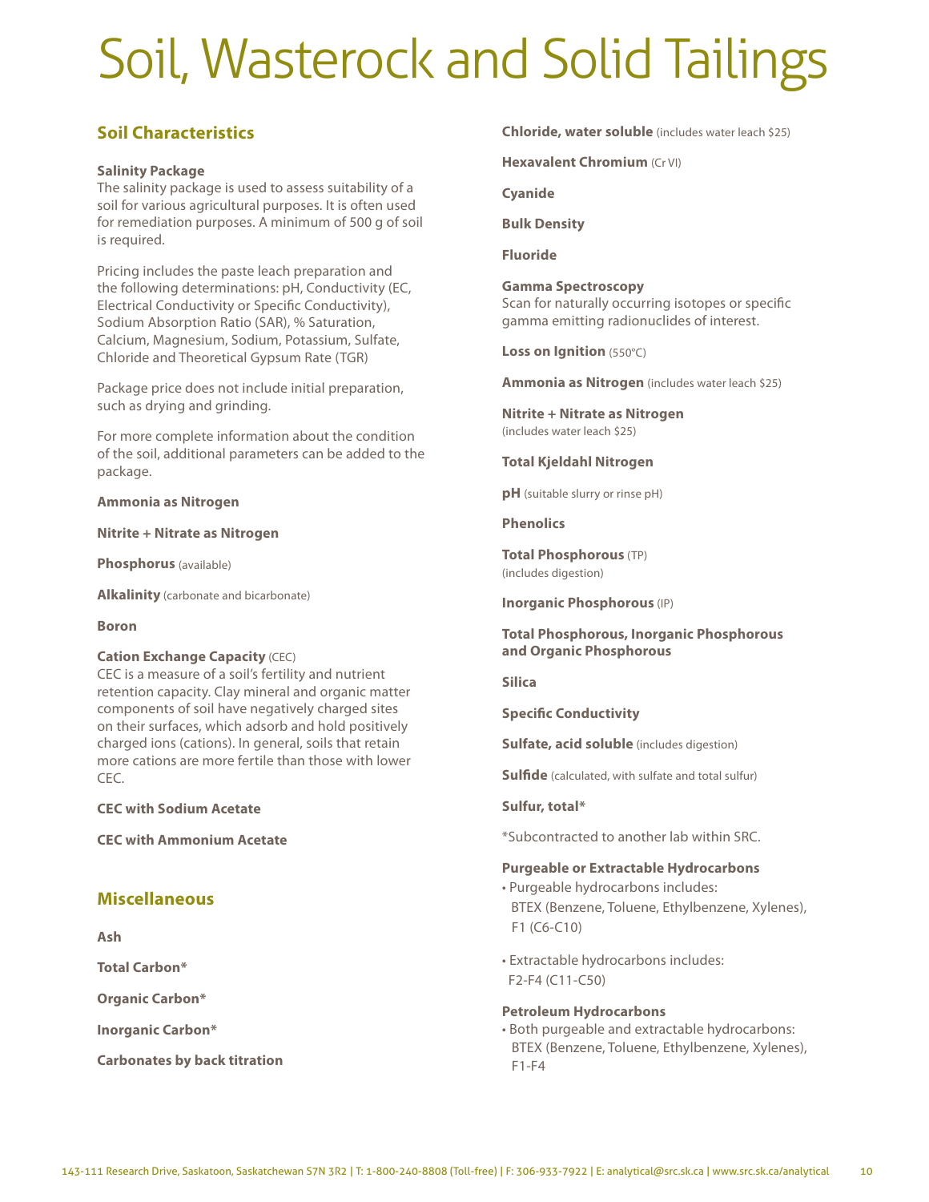# Soil, Wasterock and Solid Tailings

## Soil Characteristics

**Salinity Package**

The salinity package is used to assess suitability of a soil for various agricultural purposes. It is often used for remediation purposes. A minimum of 500 g of soil is required.

Pricing includes the paste leach preparation and the following determinations: pH, Conductivity (EC, Electrical Conductivity or Specific Conductivity), Sodium Absorption Ratio (SAR), % Saturation, Calcium, Magnesium, Sodium, Potassium, Sulfate, Chloride and Theoretical Gypsum Rate (TGR)

Package price does not include initial preparation, such as drying and grinding.

For more complete information about the condition of the soil, additional parameters can be added to the package.

**Ammonia as Nitrogen**

**Nitrite + Nitrate as Nitrogen**

**Phosphorus** (available)

**Alkalinity** (carbonate and bicarbonate)

**Boron**

**Cation Exchange Capacity** (CEC)

CEC is a measure of a soil's fertility and nutrient retention capacity. Clay mineral and organic matter components of soil have negatively charged sites on their surfaces, which adsorb and hold positively charged ions (cations). In general, soils that retain more cations are more fertile than those with lower CEC.

**CEC with Sodium Acetate**

**CEC with Ammonium Acetate**

## Miscellaneous

**Ash**

**Total Carbon***

**Organic Carbon***

**Inorganic Carbon***

**Carbonates by back titration**

**Chloride, water soluble** (includes water leach $25)

**Hexavalent Chromium** (Cr VI)

**Cyanide**

**Bulk Density**

**Fluoride**

**Gamma Spectroscopy**

Scan for naturally occurring isotopes or specific gamma emitting radionuclides of interest.

**Loss on Ignition** (550°C)

**Ammonia as Nitrogen** (includes water leach $25)

**Nitrite + Nitrate as Nitrogen** (includes water leach $25)

**Total Kjeldahl Nitrogen**

**pH** (suitable slurry or rinse pH)

**Phenolics**

**Total Phosphorous** (TP) (includes digestion)

**Inorganic Phosphorous** (IP)

**Total Phosphorous, Inorganic Phosphorous and Organic Phosphorous**

**Silica**

**Specific Conductivity**

**Sulfate, acid soluble** (includes digestion)

**Sulfide** (calculated, with sulfate and total sulfur)

**Sulfur, total***

*Subcontracted to another lab within SRC.

**Purgeable or Extractable Hydrocarbons**

- Purgeable hydrocarbons includes: BTEX (Benzene, Toluene, Ethylbenzene, Xylenes), F1 (C6-C10)
- Extractable hydrocarbons includes: F2-F4 (C11-C50)

**Petroleum Hydrocarbons**

- Both purgeable and extractable hydrocarbons: BTEX (Benzene, Toluene, Ethylbenzene, Xylenes), F1-F4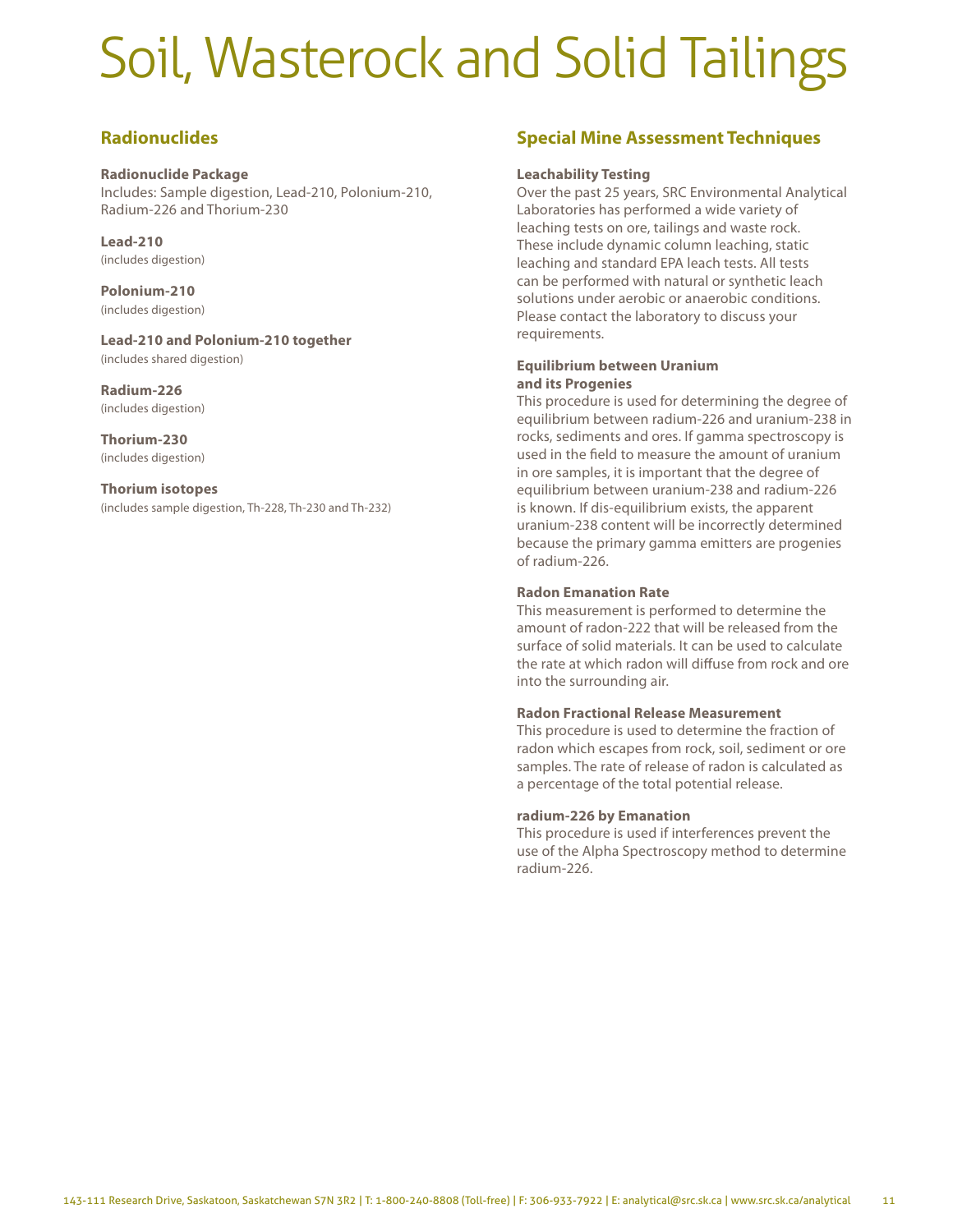# Soil, Wasterock and Solid Tailings

## Radionuclides

**Radionuclide Package**
Includes: Sample digestion, Lead-210, Polonium-210, Radium-226 and Thorium-230

**Lead-210**
(includes digestion)

**Polonium-210**
(includes digestion)

**Lead-210 and Polonium-210 together**
(includes shared digestion)

**Radium-226**
(includes digestion)

**Thorium-230**
(includes digestion)

**Thorium isotopes**
(includes sample digestion, Th-228, Th-230 and Th-232)

## Special Mine Assessment Techniques

**Leachability Testing**
Over the past 25 years, SRC Environmental Analytical Laboratories has performed a wide variety of leaching tests on ore, tailings and waste rock. These include dynamic column leaching, static leaching and standard EPA leach tests. All tests can be performed with natural or synthetic leach solutions under aerobic or anaerobic conditions. Please contact the laboratory to discuss your requirements.

**Equilibrium between Uranium and its Progenies**
This procedure is used for determining the degree of equilibrium between radium-226 and uranium-238 in rocks, sediments and ores. If gamma spectroscopy is used in the field to measure the amount of uranium in ore samples, it is important that the degree of equilibrium between uranium-238 and radium-226 is known. If dis-equilibrium exists, the apparent uranium-238 content will be incorrectly determined because the primary gamma emitters are progenies of radium-226.

**Radon Emanation Rate**
This measurement is performed to determine the amount of radon-222 that will be released from the surface of solid materials. It can be used to calculate the rate at which radon will diffuse from rock and ore into the surrounding air.

**Radon Fractional Release Measurement**
This procedure is used to determine the fraction of radon which escapes from rock, soil, sediment or ore samples. The rate of release of radon is calculated as a percentage of the total potential release.

**radium-226 by Emanation**
This procedure is used if interferences prevent the use of the Alpha Spectroscopy method to determine radium-226.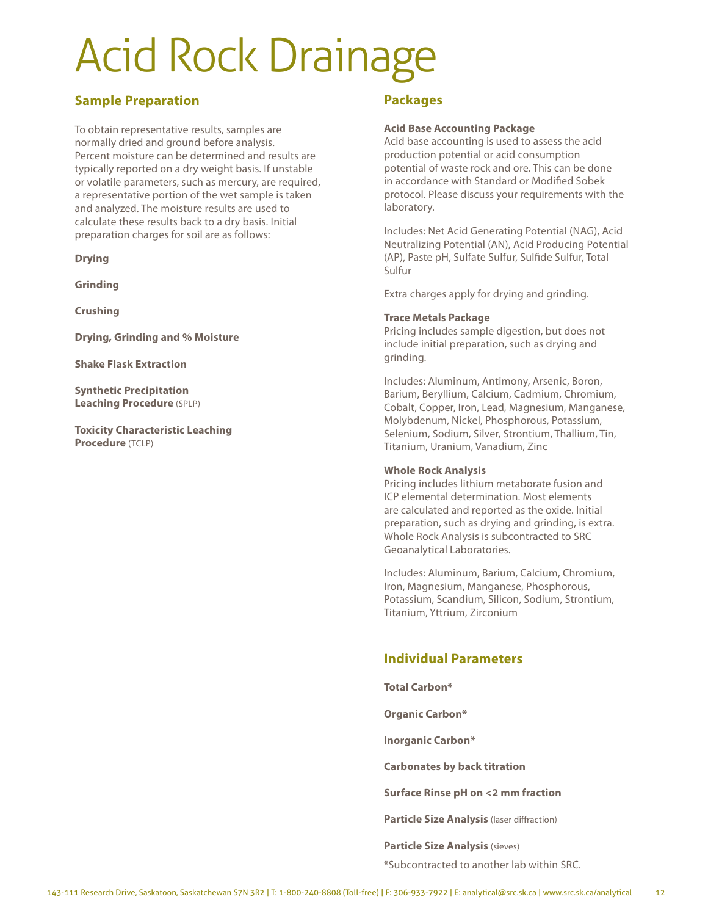# Acid Rock Drainage

## Sample Preparation

To obtain representative results, samples are normally dried and ground before analysis. Percent moisture can be determined and results are typically reported on a dry weight basis. If unstable or volatile parameters, such as mercury, are required, a representative portion of the wet sample is taken and analyzed. The moisture results are used to calculate these results back to a dry basis. Initial preparation charges for soil are as follows:

**Drying**

**Grinding**

**Crushing**

**Drying, Grinding and % Moisture**

**Shake Flask Extraction**

**Synthetic Precipitation Leaching Procedure** (SPLP)

**Toxicity Characteristic Leaching Procedure** (TCLP)

## Packages

**Acid Base Accounting Package**
Acid base accounting is used to assess the acid production potential or acid consumption potential of waste rock and ore. This can be done in accordance with Standard or Modified Sobek protocol. Please discuss your requirements with the laboratory.

Includes: Net Acid Generating Potential (NAG), Acid Neutralizing Potential (AN), Acid Producing Potential (AP), Paste pH, Sulfate Sulfur, Sulfide Sulfur, Total Sulfur

Extra charges apply for drying and grinding.

**Trace Metals Package**
Pricing includes sample digestion, but does not include initial preparation, such as drying and grinding.

Includes: Aluminum, Antimony, Arsenic, Boron, Barium, Beryllium, Calcium, Cadmium, Chromium, Cobalt, Copper, Iron, Lead, Magnesium, Manganese, Molybdenum, Nickel, Phosphorous, Potassium, Selenium, Sodium, Silver, Strontium, Thallium, Tin, Titanium, Uranium, Vanadium, Zinc

**Whole Rock Analysis**
Pricing includes lithium metaborate fusion and ICP elemental determination. Most elements are calculated and reported as the oxide. Initial preparation, such as drying and grinding, is extra. Whole Rock Analysis is subcontracted to SRC Geoanalytical Laboratories.

Includes: Aluminum, Barium, Calcium, Chromium, Iron, Magnesium, Manganese, Phosphorous, Potassium, Scandium, Silicon, Sodium, Strontium, Titanium, Yttrium, Zirconium

## Individual Parameters

**Total Carbon***

**Organic Carbon***

**Inorganic Carbon***

**Carbonates by back titration**

**Surface Rinse pH on <2 mm fraction**

**Particle Size Analysis** (laser diffraction)

**Particle Size Analysis** (sieves)

*Subcontracted to another lab within SRC.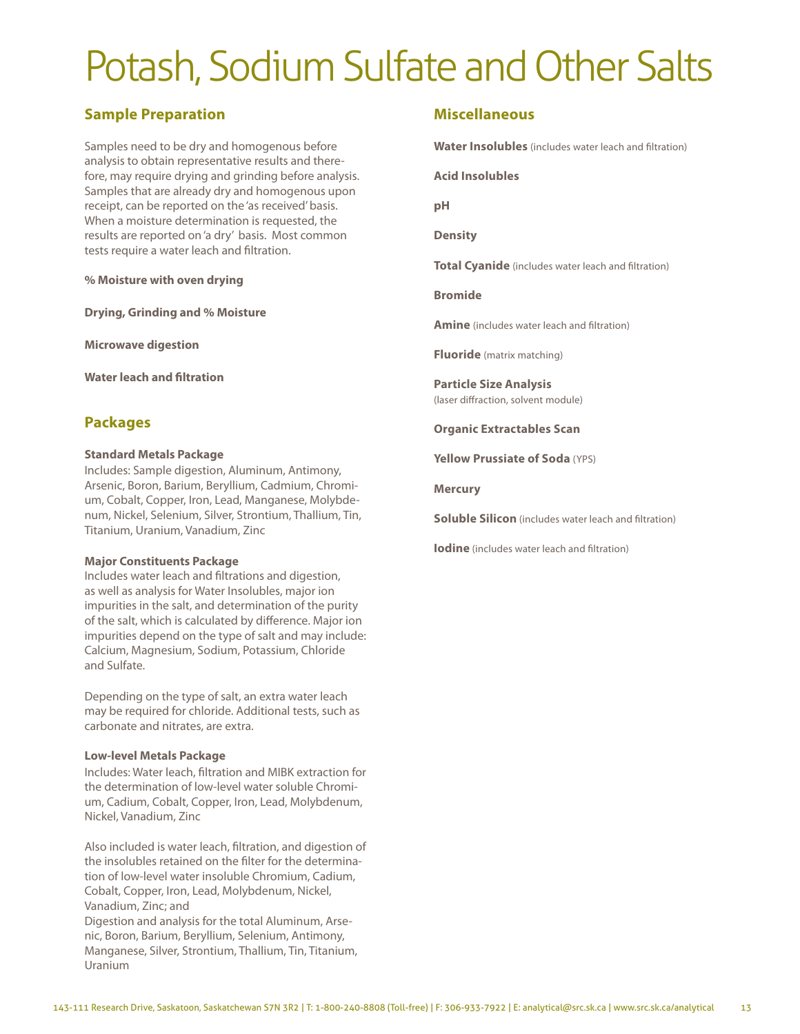# Potash, Sodium Sulfate and Other Salts

## Sample Preparation

Samples need to be dry and homogenous before analysis to obtain representative results and therefore, may require drying and grinding before analysis. Samples that are already dry and homogenous upon receipt, can be reported on the 'as received' basis. When a moisture determination is requested, the results are reported on 'a dry' basis. Most common tests require a water leach and filtration.

**% Moisture with oven drying**

**Drying, Grinding and % Moisture**

**Microwave digestion**

**Water leach and filtration**

## Packages

**Standard Metals Package**
Includes: Sample digestion, Aluminum, Antimony, Arsenic, Boron, Barium, Beryllium, Cadmium, Chromium, Cobalt, Copper, Iron, Lead, Manganese, Molybdenum, Nickel, Selenium, Silver, Strontium, Thallium, Tin, Titanium, Uranium, Vanadium, Zinc

**Major Constituents Package**
Includes water leach and filtrations and digestion, as well as analysis for Water Insolubles, major ion impurities in the salt, and determination of the purity of the salt, which is calculated by difference. Major ion impurities depend on the type of salt and may include: Calcium, Magnesium, Sodium, Potassium, Chloride and Sulfate.

Depending on the type of salt, an extra water leach may be required for chloride. Additional tests, such as carbonate and nitrates, are extra.

**Low-level Metals Package**
Includes: Water leach, filtration and MIBK extraction for the determination of low-level water soluble Chromium, Cadium, Cobalt, Copper, Iron, Lead, Molybdenum, Nickel, Vanadium, Zinc

Also included is water leach, filtration, and digestion of the insolubles retained on the filter for the determination of low-level water insoluble Chromium, Cadium, Cobalt, Copper, Iron, Lead, Molybdenum, Nickel, Vanadium, Zinc; and
Digestion and analysis for the total Aluminum, Arsenic, Boron, Barium, Beryllium, Selenium, Antimony, Manganese, Silver, Strontium, Thallium, Tin, Titanium, Uranium

## Miscellaneous

**Water Insolubles** (includes water leach and filtration)

**Acid Insolubles**

**pH**

**Density**

**Total Cyanide** (includes water leach and filtration)

**Bromide**

**Amine** (includes water leach and filtration)

**Fluoride** (matrix matching)

**Particle Size Analysis**
(laser diffraction, solvent module)

**Organic Extractables Scan**

**Yellow Prussiate of Soda** (YPS)

**Mercury**

**Soluble Silicon** (includes water leach and filtration)

**Iodine** (includes water leach and filtration)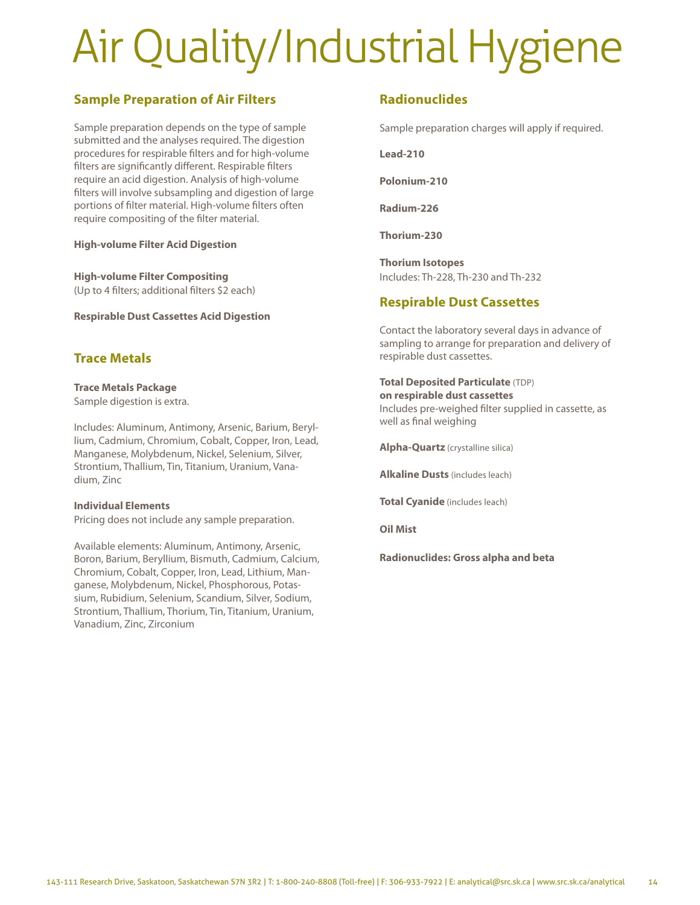# Air Quality/Industrial Hygiene

## Sample Preparation of Air Filters

Sample preparation depends on the type of sample submitted and the analyses required. The digestion procedures for respirable filters and for high-volume filters are significantly different. Respirable filters require an acid digestion. Analysis of high-volume filters will involve subsampling and digestion of large portions of filter material. High-volume filters often require compositing of the filter material.

**High-volume Filter Acid Digestion**

**High-volume Filter Compositing**
(Up to 4 filters; additional filters $2 each)

**Respirable Dust Cassettes Acid Digestion**

## Trace Metals

**Trace Metals Package**
Sample digestion is extra.

Includes: Aluminum, Antimony, Arsenic, Barium, Beryllium, Cadmium, Chromium, Cobalt, Copper, Iron, Lead, Manganese, Molybdenum, Nickel, Selenium, Silver, Strontium, Thallium, Tin, Titanium, Uranium, Vanadium, Zinc

**Individual Elements**
Pricing does not include any sample preparation.

Available elements: Aluminum, Antimony, Arsenic, Boron, Barium, Beryllium, Bismuth, Cadmium, Calcium, Chromium, Cobalt, Copper, Iron, Lead, Lithium, Manganese, Molybdenum, Nickel, Phosphorous, Potassium, Rubidium, Selenium, Scandium, Silver, Sodium, Strontium, Thallium, Thorium, Tin, Titanium, Uranium, Vanadium, Zinc, Zirconium

## Radionuclides

Sample preparation charges will apply if required.

**Lead-210**

**Polonium-210**

**Radium-226**

**Thorium-230**

**Thorium Isotopes**
Includes: Th-228, Th-230 and Th-232

## Respirable Dust Cassettes

Contact the laboratory several days in advance of sampling to arrange for preparation and delivery of respirable dust cassettes.

**Total Deposited Particulate** (TDP) **on respirable dust cassettes**
Includes pre-weighed filter supplied in cassette, as well as final weighing

**Alpha-Quartz** (crystalline silica)

**Alkaline Dusts** (includes leach)

**Total Cyanide** (includes leach)

**Oil Mist**

**Radionuclides: Gross alpha and beta**

143-111 Research Drive, Saskatoon, Saskatchewan S7N 3R2 | T: 1-800-240-8808 (Toll-free) | F: 306-933-7922 | E: analytical@src.sk.ca | www.src.sk.ca/analytical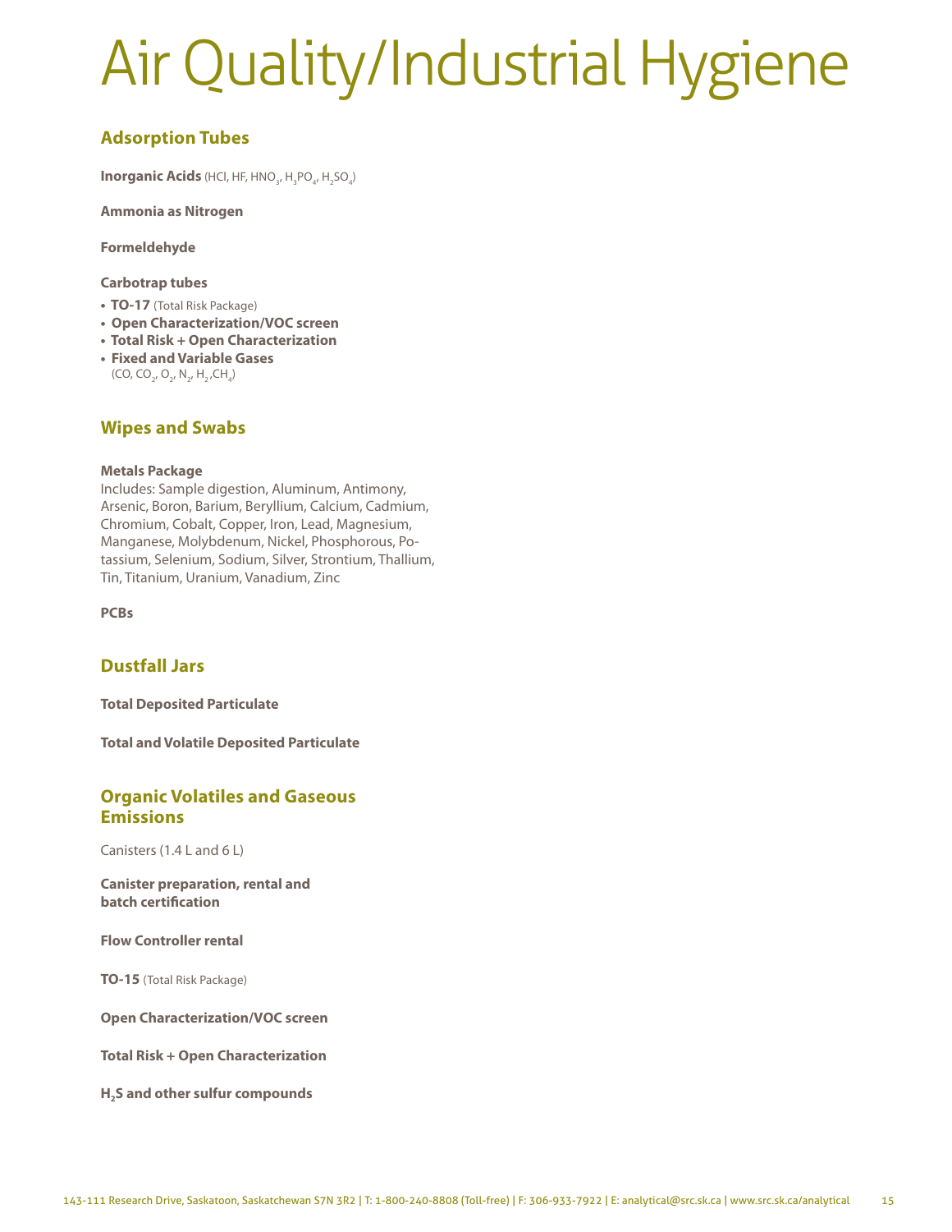# Air Quality/Industrial Hygiene

## Adsorption Tubes

**Inorganic Acids** (HCl, HF, $HNO_3$, $H_3PO_4$, $H_2SO_4$)

**Ammonia as Nitrogen**

**Formeldehyde**

**Carbotrap tubes**

- **TO-17** (Total Risk Package)
- **Open Characterization/VOC screen**
- **Total Risk + Open Characterization**
- **Fixed and Variable Gases**
  (CO, $CO_2$, $O_2$, $N_2$, $H_2$, $CH_4$)

## Wipes and Swabs

**Metals Package**
Includes: Sample digestion, Aluminum, Antimony, Arsenic, Boron, Barium, Beryllium, Calcium, Cadmium, Chromium, Cobalt, Copper, Iron, Lead, Magnesium, Manganese, Molybdenum, Nickel, Phosphorous, Potassium, Selenium, Sodium, Silver, Strontium, Thallium, Tin, Titanium, Uranium, Vanadium, Zinc

**PCBs**

## Dustfall Jars

**Total Deposited Particulate**

**Total and Volatile Deposited Particulate**

## Organic Volatiles and Gaseous Emissions

Canisters (1.4 L and 6 L)

**Canister preparation, rental and batch certification**

**Flow Controller rental**

**TO-15** (Total Risk Package)

**Open Characterization/VOC screen**

**Total Risk + Open Characterization**

**$H_2S$ and other sulfur compounds**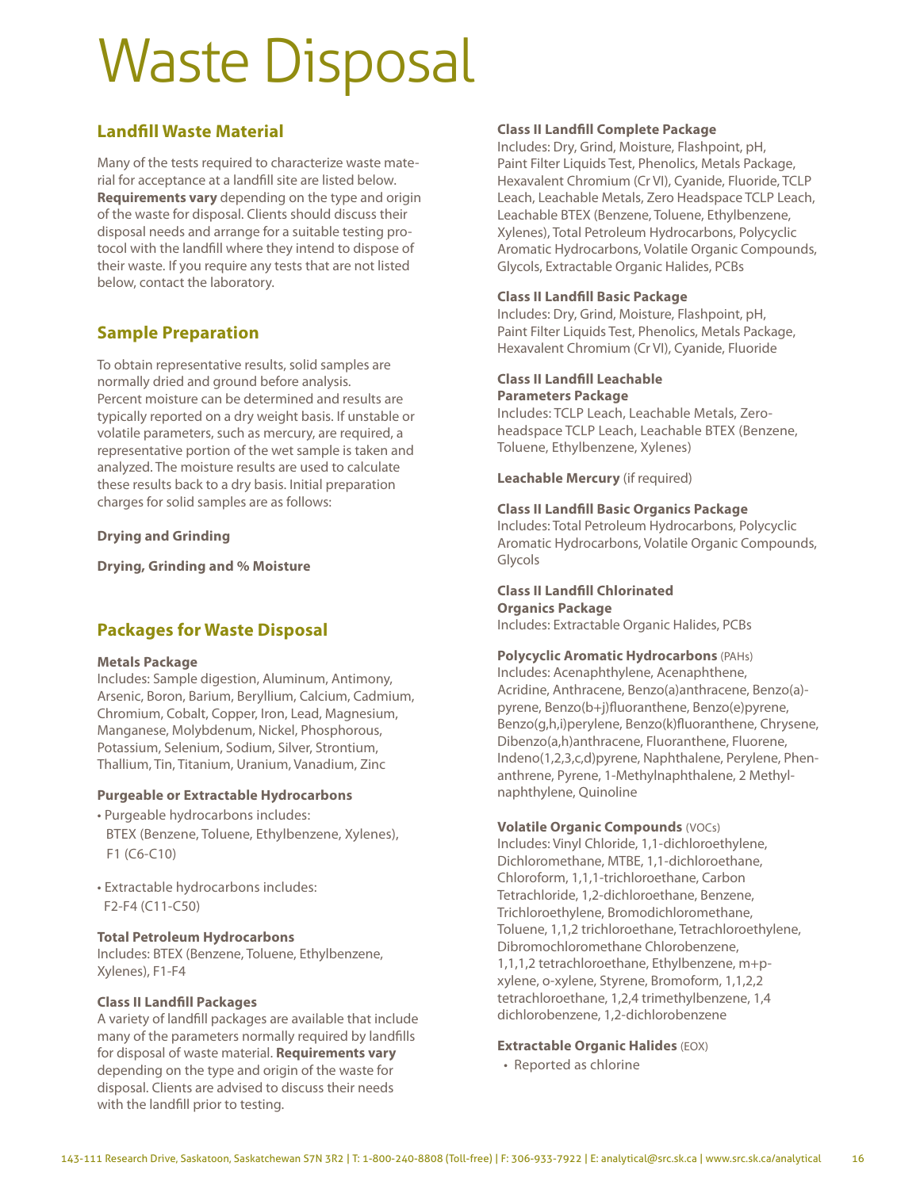# Waste Disposal

## Landfill Waste Material

Many of the tests required to characterize waste material for acceptance at a landfill site are listed below. **Requirements vary** depending on the type and origin of the waste for disposal. Clients should discuss their disposal needs and arrange for a suitable testing protocol with the landfill where they intend to dispose of their waste. If you require any tests that are not listed below, contact the laboratory.

## Sample Preparation

To obtain representative results, solid samples are normally dried and ground before analysis. Percent moisture can be determined and results are typically reported on a dry weight basis. If unstable or volatile parameters, such as mercury, are required, a representative portion of the wet sample is taken and analyzed. The moisture results are used to calculate these results back to a dry basis. Initial preparation charges for solid samples are as follows:

**Drying and Grinding**

**Drying, Grinding and % Moisture**

## Packages for Waste Disposal

**Metals Package**
Includes: Sample digestion, Aluminum, Antimony, Arsenic, Boron, Barium, Beryllium, Calcium, Cadmium, Chromium, Cobalt, Copper, Iron, Lead, Magnesium, Manganese, Molybdenum, Nickel, Phosphorous, Potassium, Selenium, Sodium, Silver, Strontium, Thallium, Tin, Titanium, Uranium, Vanadium, Zinc

**Purgeable or Extractable Hydrocarbons**

- Purgeable hydrocarbons includes: BTEX (Benzene, Toluene, Ethylbenzene, Xylenes), F1 (C6-C10)
- Extractable hydrocarbons includes: F2-F4 (C11-C50)

**Total Petroleum Hydrocarbons**
Includes: BTEX (Benzene, Toluene, Ethylbenzene, Xylenes), F1-F4

**Class II Landfill Packages**
A variety of landfill packages are available that include many of the parameters normally required by landfills for disposal of waste material. **Requirements vary** depending on the type and origin of the waste for disposal. Clients are advised to discuss their needs with the landfill prior to testing.

**Class II Landfill Complete Package**
Includes: Dry, Grind, Moisture, Flashpoint, pH, Paint Filter Liquids Test, Phenolics, Metals Package, Hexavalent Chromium (Cr VI), Cyanide, Fluoride, TCLP Leach, Leachable Metals, Zero Headspace TCLP Leach, Leachable BTEX (Benzene, Toluene, Ethylbenzene, Xylenes), Total Petroleum Hydrocarbons, Polycyclic Aromatic Hydrocarbons, Volatile Organic Compounds, Glycols, Extractable Organic Halides, PCBs

**Class II Landfill Basic Package**
Includes: Dry, Grind, Moisture, Flashpoint, pH, Paint Filter Liquids Test, Phenolics, Metals Package, Hexavalent Chromium (Cr VI), Cyanide, Fluoride

**Class II Landfill Leachable Parameters Package**
Includes: TCLP Leach, Leachable Metals, Zero-headspace TCLP Leach, Leachable BTEX (Benzene, Toluene, Ethylbenzene, Xylenes)

**Leachable Mercury** (if required)

**Class II Landfill Basic Organics Package**
Includes: Total Petroleum Hydrocarbons, Polycyclic Aromatic Hydrocarbons, Volatile Organic Compounds, Glycols

**Class II Landfill Chlorinated Organics Package**
Includes: Extractable Organic Halides, PCBs

**Polycyclic Aromatic Hydrocarbons** (PAHs)
Includes: Acenaphthylene, Acenaphthene, Acridine, Anthracene, Benzo(a)anthracene, Benzo(a)-pyrene, Benzo(b+j)fluoranthene, Benzo(e)pyrene, Benzo(g,h,i)perylene, Benzo(k)fluoranthene, Chrysene, Dibenzo(a,h)anthracene, Fluoranthene, Fluorene, Indeno(1,2,3,c,d)pyrene, Naphthalene, Perylene, Phenanthrene, Pyrene, 1-Methylnaphthalene, 2 Methylnaphthylene, Quinoline

**Volatile Organic Compounds** (VOCs)
Includes: Vinyl Chloride, 1,1-dichloroethylene, Dichloromethane, MTBE, 1,1-dichloroethane, Chloroform, 1,1,1-trichloroethane, Carbon Tetrachloride, 1,2-dichloroethane, Benzene, Trichloroethylene, Bromodichloromethane, Toluene, 1,1,2 trichloroethane, Tetrachloroethylene, Dibromochloromethane Chlorobenzene, 1,1,1,2 tetrachloroethane, Ethylbenzene, m+p-xylene, o-xylene, Styrene, Bromoform, 1,1,2,2 tetrachloroethane, 1,2,4 trimethylbenzene, 1,4 dichlorobenzene, 1,2-dichlorobenzene

**Extractable Organic Halides** (EOX)

- Reported as chlorine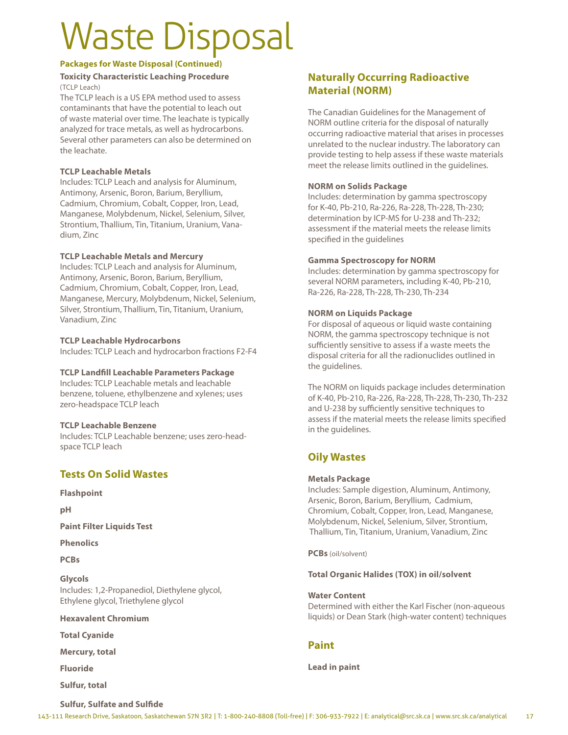# Waste Disposal

### Packages for Waste Disposal (Continued)

**Toxicity Characteristic Leaching Procedure**
(TCLP Leach)
The TCLP leach is a US EPA method used to assess contaminants that have the potential to leach out of waste material over time. The leachate is typically analyzed for trace metals, as well as hydrocarbons. Several other parameters can also be determined on the leachate.

**TCLP Leachable Metals**
Includes: TCLP Leach and analysis for Aluminum, Antimony, Arsenic, Boron, Barium, Beryllium, Cadmium, Chromium, Cobalt, Copper, Iron, Lead, Manganese, Molybdenum, Nickel, Selenium, Silver, Strontium, Thallium, Tin, Titanium, Uranium, Vanadium, Zinc

**TCLP Leachable Metals and Mercury**
Includes: TCLP Leach and analysis for Aluminum, Antimony, Arsenic, Boron, Barium, Beryllium, Cadmium, Chromium, Cobalt, Copper, Iron, Lead, Manganese, Mercury, Molybdenum, Nickel, Selenium, Silver, Strontium, Thallium, Tin, Titanium, Uranium, Vanadium, Zinc

**TCLP Leachable Hydrocarbons**
Includes: TCLP Leach and hydrocarbon fractions F2-F4

**TCLP Landfill Leachable Parameters Package**
Includes: TCLP Leachable metals and leachable benzene, toluene, ethylbenzene and xylenes; uses zero-headspace TCLP leach

**TCLP Leachable Benzene**
Includes: TCLP Leachable benzene; uses zero-headspace TCLP leach

## Tests On Solid Wastes

**Flashpoint**

**pH**

**Paint Filter Liquids Test**

**Phenolics**

**PCBs**

**Glycols**
Includes: 1,2-Propanediol, Diethylene glycol, Ethylene glycol, Triethylene glycol

**Hexavalent Chromium**

**Total Cyanide**

**Mercury, total**

**Fluoride**

**Sulfur, total**

**Sulfur, Sulfate and Sulfide**

## Naturally Occurring Radioactive Material (NORM)

The Canadian Guidelines for the Management of NORM outline criteria for the disposal of naturally occurring radioactive material that arises in processes unrelated to the nuclear industry. The laboratory can provide testing to help assess if these waste materials meet the release limits outlined in the guidelines.

**NORM on Solids Package**
Includes: determination by gamma spectroscopy for K-40, Pb-210, Ra-226, Ra-228, Th-228, Th-230; determination by ICP-MS for U-238 and Th-232; assessment if the material meets the release limits specified in the guidelines

**Gamma Spectroscopy for NORM**
Includes: determination by gamma spectroscopy for several NORM parameters, including K-40, Pb-210, Ra-226, Ra-228, Th-228, Th-230, Th-234

**NORM on Liquids Package**
For disposal of aqueous or liquid waste containing NORM, the gamma spectroscopy technique is not sufficiently sensitive to assess if a waste meets the disposal criteria for all the radionuclides outlined in the guidelines.

The NORM on liquids package includes determination of K-40, Pb-210, Ra-226, Ra-228, Th-228, Th-230, Th-232 and U-238 by sufficiently sensitive techniques to assess if the material meets the release limits specified in the guidelines.

## Oily Wastes

**Metals Package**
Includes: Sample digestion, Aluminum, Antimony, Arsenic, Boron, Barium, Beryllium, Cadmium, Chromium, Cobalt, Copper, Iron, Lead, Manganese, Molybdenum, Nickel, Selenium, Silver, Strontium, Thallium, Tin, Titanium, Uranium, Vanadium, Zinc

**PCBs** (oil/solvent)

**Total Organic Halides (TOX) in oil/solvent**

**Water Content**
Determined with either the Karl Fischer (non-aqueous liquids) or Dean Stark (high-water content) techniques

## Paint

**Lead in paint**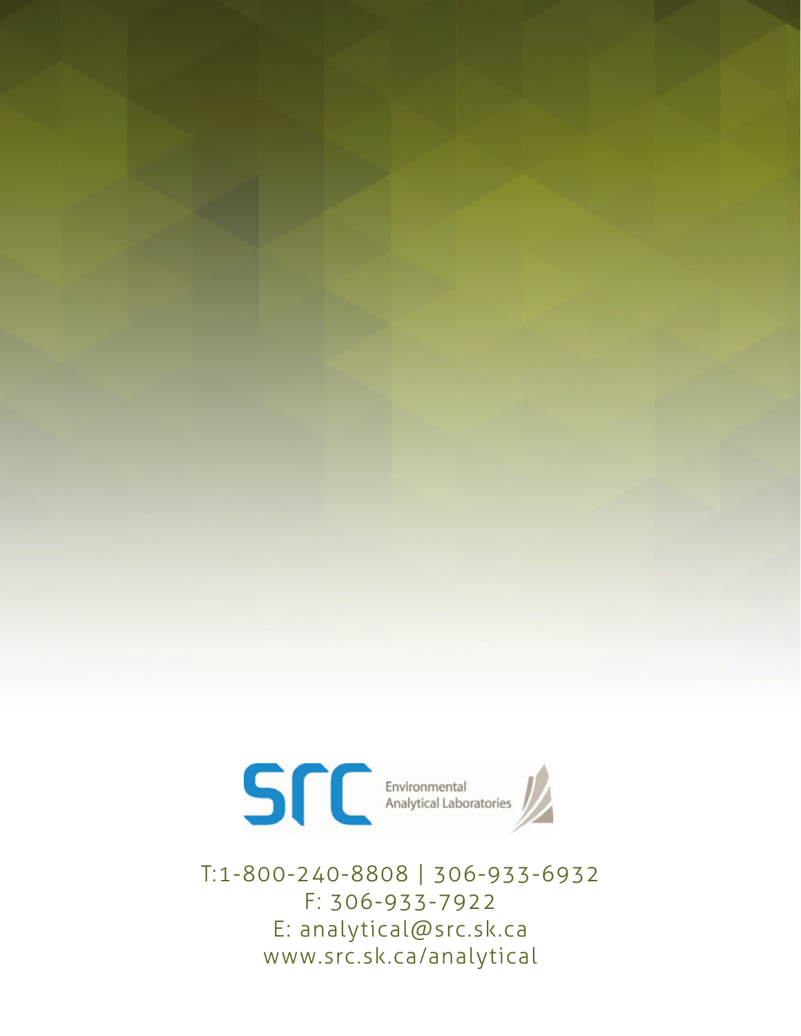src Environmental Analytical Laboratories

T:1-800-240-8808 | 306-933-6932

F: 306-933-7922

E: analytical@src.sk.ca

www.src.sk.ca/analytical